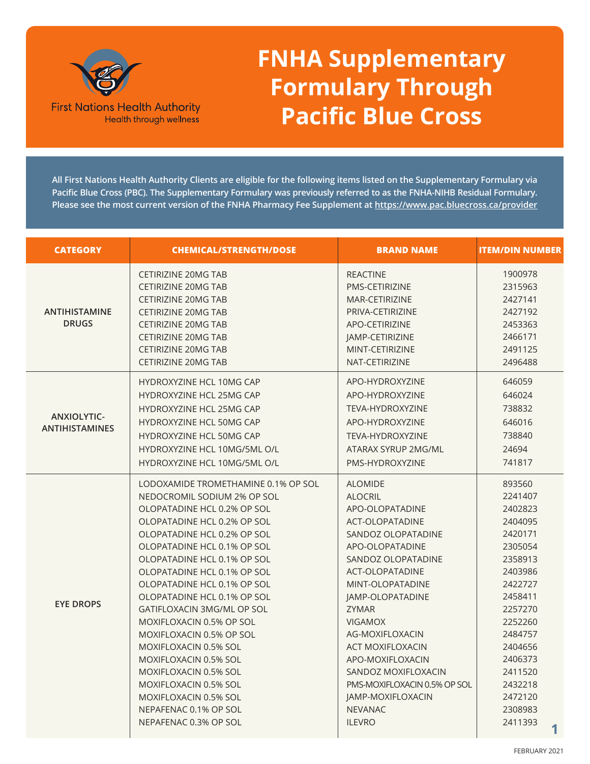First Nations Health Authority
Health through wellness

# FNHA Supplementary Formulary Through Pacific Blue Cross

**All First Nations Health Authority Clients are eligible for the following items listed on the Supplementary Formulary via Pacific Blue Cross (PBC). The Supplementary Formulary was previously referred to as the FNHA-NIHB Residual Formulary. Please see the most current version of the FNHA Pharmacy Fee Supplement at https://www.pac.bluecross.ca/provider**

| CATEGORY | CHEMICAL/STRENGTH/DOSE | BRAND NAME | ITEM/DIN NUMBER |
|---|---|---|---|
| ANTIHISTAMINE DRUGS | CETIRIZINE 20MG TAB | REACTINE | 1900978 |
| | CETIRIZINE 20MG TAB | PMS-CETIRIZINE | 2315963 |
| | CETIRIZINE 20MG TAB | MAR-CETIRIZINE | 2427141 |
| | CETIRIZINE 20MG TAB | PRIVA-CETIRIZINE | 2427192 |
| | CETIRIZINE 20MG TAB | APO-CETIRIZINE | 2453363 |
| | CETIRIZINE 20MG TAB | JAMP-CETIRIZINE | 2466171 |
| | CETIRIZINE 20MG TAB | MINT-CETIRIZINE | 2491125 |
| | CETIRIZINE 20MG TAB | NAT-CETIRIZINE | 2496488 |
| ANXIOLYTIC-ANTIHISTAMINES | HYDROXYZINE HCL 10MG CAP | APO-HYDROXYZINE | 646059 |
| | HYDROXYZINE HCL 25MG CAP | APO-HYDROXYZINE | 646024 |
| | HYDROXYZINE HCL 25MG CAP | TEVA-HYDROXYZINE | 738832 |
| | HYDROXYZINE HCL 50MG CAP | APO-HYDROXYZINE | 646016 |
| | HYDROXYZINE HCL 50MG CAP | TEVA-HYDROXYZINE | 738840 |
| | HYDROXYZINE HCL 10MG/5ML O/L | ATARAX SYRUP 2MG/ML | 24694 |
| | HYDROXYZINE HCL 10MG/5ML O/L | PMS-HYDROXYZINE | 741817 |
| EYE DROPS | LODOXAMIDE TROMETHAMINE 0.1% OP SOL | ALOMIDE | 893560 |
| | NEDOCROMIL SODIUM 2% OP SOL | ALOCRIL | 2241407 |
| | OLOPATADINE HCL 0.2% OP SOL | APO-OLOPATADINE | 2402823 |
| | OLOPATADINE HCL 0.2% OP SOL | ACT-OLOPATADINE | 2404095 |
| | OLOPATADINE HCL 0.2% OP SOL | SANDOZ OLOPATADINE | 2420171 |
| | OLOPATADINE HCL 0.1% OP SOL | APO-OLOPATADINE | 2305054 |
| | OLOPATADINE HCL 0.1% OP SOL | SANDOZ OLOPATADINE | 2358913 |
| | OLOPATADINE HCL 0.1% OP SOL | ACT-OLOPATADINE | 2403986 |
| | OLOPATADINE HCL 0.1% OP SOL | MINT-OLOPATADINE | 2422727 |
| | OLOPATADINE HCL 0.1% OP SOL | JAMP-OLOPATADINE | 2458411 |
| | GATIFLOXACIN 3MG/ML OP SOL | ZYMAR | 2257270 |
| | MOXIFLOXACIN 0.5% OP SOL | VIGAMOX | 2252260 |
| | MOXIFLOXACIN 0.5% OP SOL | AG-MOXIFLOXACIN | 2484757 |
| | MOXIFLOXACIN 0.5% SOL | ACT MOXIFLOXACIN | 2404656 |
| | MOXIFLOXACIN 0.5% SOL | APO-MOXIFLOXACIN | 2406373 |
| | MOXIFLOXACIN 0.5% SOL | SANDOZ MOXIFLOXACIN | 2411520 |
| | MOXIFLOXACIN 0.5% SOL | PMS-MOXIFLOXACIN 0.5% OP SOL | 2432218 |
| | MOXIFLOXACIN 0.5% SOL | JAMP-MOXIFLOXACIN | 2472120 |
| | NEPAFENAC 0.1% OP SOL | NEVANAC | 2308983 |
| | NEPAFENAC 0.3% OP SOL | ILEVRO | 2411393 |

FEBRUARY 2021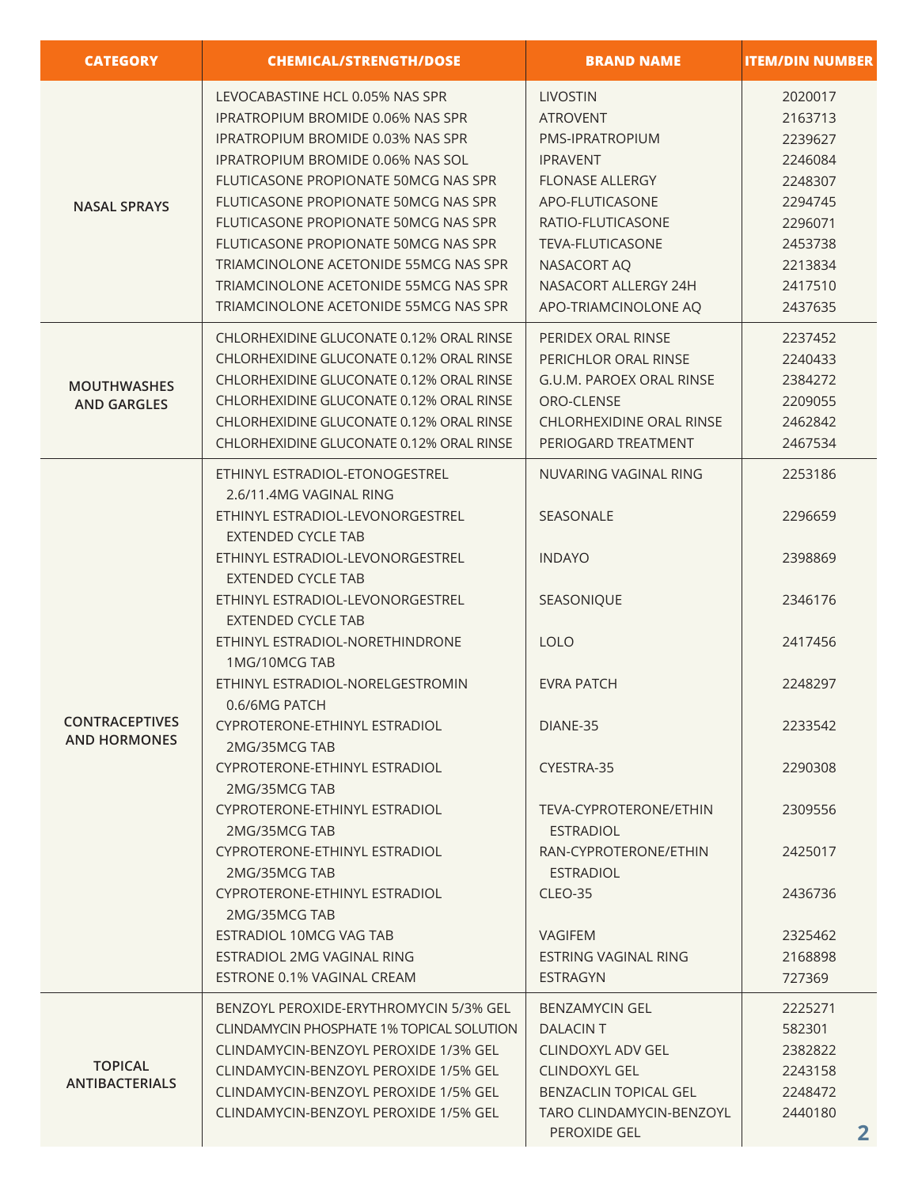| CATEGORY | CHEMICAL/STRENGTH/DOSE | BRAND NAME | ITEM/DIN NUMBER |
|---|---|---|---|
| NASAL SPRAYS | LEVOCABASTINE HCL 0.05% NAS SPR | LIVOSTIN | 2020017 |
| | IPRATROPIUM BROMIDE 0.06% NAS SPR | ATROVENT | 2163713 |
| | IPRATROPIUM BROMIDE 0.03% NAS SPR | PMS-IPRATROPIUM | 2239627 |
| | IPRATROPIUM BROMIDE 0.06% NAS SOL | IPRAVENT | 2246084 |
| | FLUTICASONE PROPIONATE 50MCG NAS SPR | FLONASE ALLERGY | 2248307 |
| | FLUTICASONE PROPIONATE 50MCG NAS SPR | APO-FLUTICASONE | 2294745 |
| | FLUTICASONE PROPIONATE 50MCG NAS SPR | RATIO-FLUTICASONE | 2296071 |
| | FLUTICASONE PROPIONATE 50MCG NAS SPR | TEVA-FLUTICASONE | 2453738 |
| | TRIAMCINOLONE ACETONIDE 55MCG NAS SPR | NASACORT AQ | 2213834 |
| | TRIAMCINOLONE ACETONIDE 55MCG NAS SPR | NASACORT ALLERGY 24H | 2417510 |
| | TRIAMCINOLONE ACETONIDE 55MCG NAS SPR | APO-TRIAMCINOLONE AQ | 2437635 |
| MOUTHWASHES AND GARGLES | CHLORHEXIDINE GLUCONATE 0.12% ORAL RINSE | PERIDEX ORAL RINSE | 2237452 |
| | CHLORHEXIDINE GLUCONATE 0.12% ORAL RINSE | PERICHLOR ORAL RINSE | 2240433 |
| | CHLORHEXIDINE GLUCONATE 0.12% ORAL RINSE | G.U.M. PAROEX ORAL RINSE | 2384272 |
| | CHLORHEXIDINE GLUCONATE 0.12% ORAL RINSE | ORO-CLENSE | 2209055 |
| | CHLORHEXIDINE GLUCONATE 0.12% ORAL RINSE | CHLORHEXIDINE ORAL RINSE | 2462842 |
| | CHLORHEXIDINE GLUCONATE 0.12% ORAL RINSE | PERIOGARD TREATMENT | 2467534 |
| CONTRACEPTIVES AND HORMONES | ETHINYL ESTRADIOL-ETONOGESTREL 2.6/11.4MG VAGINAL RING | NUVARING VAGINAL RING | 2253186 |
| | ETHINYL ESTRADIOL-LEVONORGESTREL EXTENDED CYCLE TAB | SEASONALE | 2296659 |
| | ETHINYL ESTRADIOL-LEVONORGESTREL EXTENDED CYCLE TAB | INDAYO | 2398869 |
| | ETHINYL ESTRADIOL-LEVONORGESTREL EXTENDED CYCLE TAB | SEASONIQUE | 2346176 |
| | ETHINYL ESTRADIOL-NORETHINDRONE 1MG/10MCG TAB | LOLO | 2417456 |
| | ETHINYL ESTRADIOL-NORELGESTROMIN 0.6/6MG PATCH | EVRA PATCH | 2248297 |
| | CYPROTERONE-ETHINYL ESTRADIOL 2MG/35MCG TAB | DIANE-35 | 2233542 |
| | CYPROTERONE-ETHINYL ESTRADIOL 2MG/35MCG TAB | CYESTRA-35 | 2290308 |
| | CYPROTERONE-ETHINYL ESTRADIOL 2MG/35MCG TAB | TEVA-CYPROTERONE/ETHIN ESTRADIOL | 2309556 |
| | CYPROTERONE-ETHINYL ESTRADIOL 2MG/35MCG TAB | RAN-CYPROTERONE/ETHIN ESTRADIOL | 2425017 |
| | CYPROTERONE-ETHINYL ESTRADIOL 2MG/35MCG TAB | CLEO-35 | 2436736 |
| | ESTRADIOL 10MCG VAG TAB | VAGIFEM | 2325462 |
| | ESTRADIOL 2MG VAGINAL RING | ESTRING VAGINAL RING | 2168898 |
| | ESTRONE 0.1% VAGINAL CREAM | ESTRAGYN | 727369 |
| TOPICAL ANTIBACTERIALS | BENZOYL PEROXIDE-ERYTHROMYCIN 5/3% GEL | BENZAMYCIN GEL | 2225271 |
| | CLINDAMYCIN PHOSPHATE 1% TOPICAL SOLUTION | DALACIN T | 582301 |
| | CLINDAMYCIN-BENZOYL PEROXIDE 1/3% GEL | CLINDOXYL ADV GEL | 2382822 |
| | CLINDAMYCIN-BENZOYL PEROXIDE 1/5% GEL | CLINDOXYL GEL | 2243158 |
| | CLINDAMYCIN-BENZOYL PEROXIDE 1/5% GEL | BENZACLIN TOPICAL GEL | 2248472 |
| | CLINDAMYCIN-BENZOYL PEROXIDE 1/5% GEL | TARO CLINDAMYCIN-BENZOYL PEROXIDE GEL | 2440180 |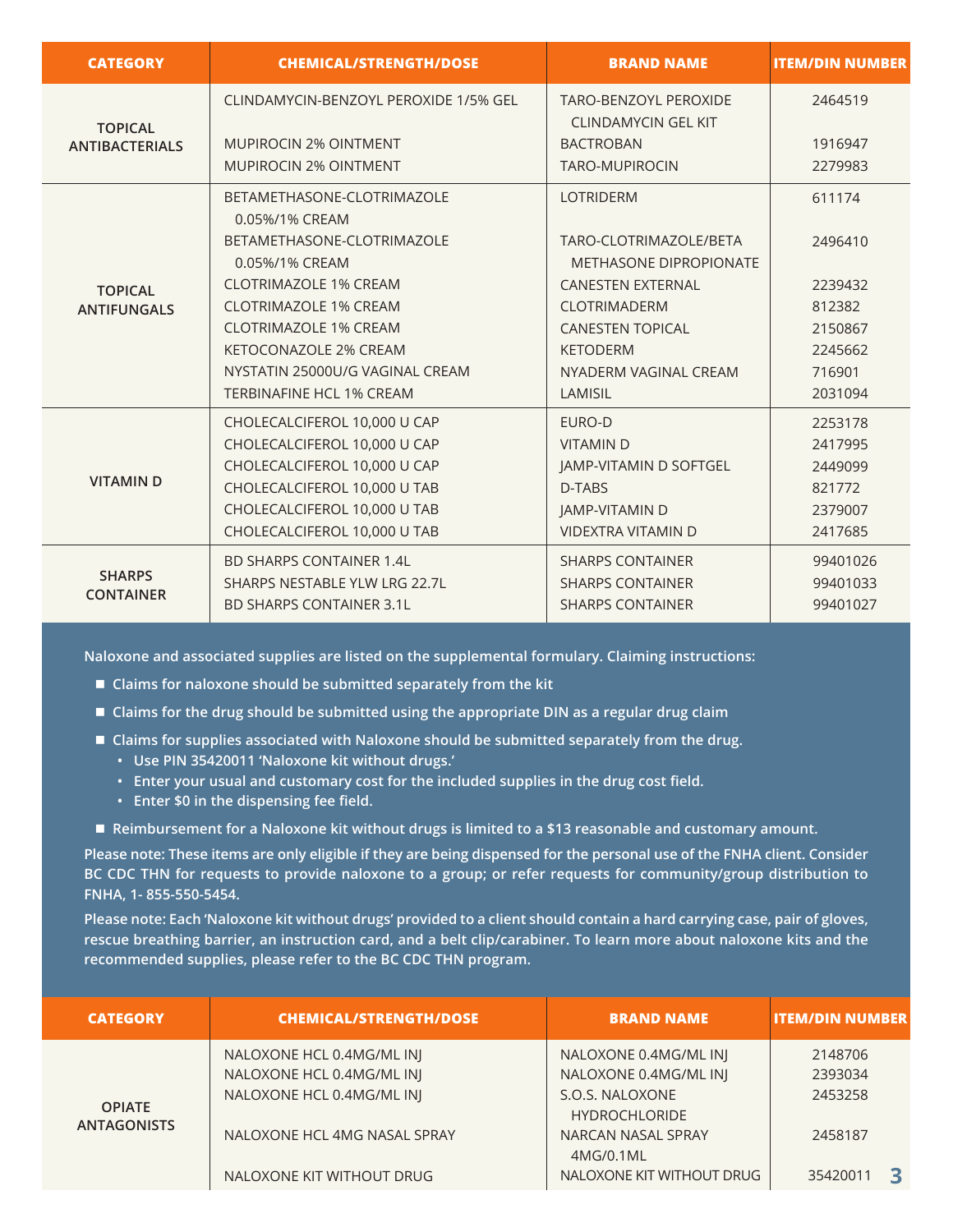| CATEGORY | CHEMICAL/STRENGTH/DOSE | BRAND NAME | ITEM/DIN NUMBER |
|---|---|---|---|
| TOPICAL ANTIBACTERIALS | CLINDAMYCIN-BENZOYL PEROXIDE 1/5% GEL | TARO-BENZOYL PEROXIDE CLINDAMYCIN GEL KIT | 2464519 |
| | MUPIROCIN 2% OINTMENT | BACTROBAN | 1916947 |
| | MUPIROCIN 2% OINTMENT | TARO-MUPIROCIN | 2279983 |
| TOPICAL ANTIFUNGALS | BETAMETHASONE-CLOTRIMAZOLE 0.05%/1% CREAM | LOTRIDERM | 611174 |
| | BETAMETHASONE-CLOTRIMAZOLE 0.05%/1% CREAM | TARO-CLOTRIMAZOLE/BETA METHASONE DIPROPIONATE | 2496410 |
| | CLOTRIMAZOLE 1% CREAM | CANESTEN EXTERNAL | 2239432 |
| | CLOTRIMAZOLE 1% CREAM | CLOTRIMADERM | 812382 |
| | CLOTRIMAZOLE 1% CREAM | CANESTEN TOPICAL | 2150867 |
| | KETOCONAZOLE 2% CREAM | KETODERM | 2245662 |
| | NYSTATIN 25000U/G VAGINAL CREAM | NYADERM VAGINAL CREAM | 716901 |
| | TERBINAFINE HCL 1% CREAM | LAMISIL | 2031094 |
| VITAMIN D | CHOLECALCIFEROL 10,000 U CAP | EURO-D | 2253178 |
| | CHOLECALCIFEROL 10,000 U CAP | VITAMIN D | 2417995 |
| | CHOLECALCIFEROL 10,000 U CAP | JAMP-VITAMIN D SOFTGEL | 2449099 |
| | CHOLECALCIFEROL 10,000 U TAB | D-TABS | 821772 |
| | CHOLECALCIFEROL 10,000 U TAB | JAMP-VITAMIN D | 2379007 |
| | CHOLECALCIFEROL 10,000 U TAB | VIDEXTRA VITAMIN D | 2417685 |
| SHARPS CONTAINER | BD SHARPS CONTAINER 1.4L | SHARPS CONTAINER | 99401026 |
| | SHARPS NESTABLE YLW LRG 22.7L | SHARPS CONTAINER | 99401033 |
| | BD SHARPS CONTAINER 3.1L | SHARPS CONTAINER | 99401027 |

**Naloxone and associated supplies are listed on the supplemental formulary. Claiming instructions:**

- **Claims for naloxone should be submitted separately from the kit**
- **Claims for the drug should be submitted using the appropriate DIN as a regular drug claim**
- **Claims for supplies associated with Naloxone should be submitted separately from the drug.**
  - **Use PIN 35420011 'Naloxone kit without drugs.'**
  - **Enter your usual and customary cost for the included supplies in the drug cost field.**
  - **Enter $0 in the dispensing fee field.**
- **Reimbursement for a Naloxone kit without drugs is limited to a $13 reasonable and customary amount.**

**Please note: These items are only eligible if they are being dispensed for the personal use of the FNHA client. Consider BC CDC THN for requests to provide naloxone to a group; or refer requests for community/group distribution to FNHA, 1- 855-550-5454.**

**Please note: Each 'Naloxone kit without drugs' provided to a client should contain a hard carrying case, pair of gloves, rescue breathing barrier, an instruction card, and a belt clip/carabiner. To learn more about naloxone kits and the recommended supplies, please refer to the BC CDC THN program.**

| CATEGORY | CHEMICAL/STRENGTH/DOSE | BRAND NAME | ITEM/DIN NUMBER |
|---|---|---|---|
| OPIATE ANTAGONISTS | NALOXONE HCL 0.4MG/ML INJ | NALOXONE 0.4MG/ML INJ | 2148706 |
| | NALOXONE HCL 0.4MG/ML INJ | NALOXONE 0.4MG/ML INJ | 2393034 |
| | NALOXONE HCL 0.4MG/ML INJ | S.O.S. NALOXONE HYDROCHLORIDE | 2453258 |
| | NALOXONE HCL 4MG NASAL SPRAY | NARCAN NASAL SPRAY 4MG/0.1ML | 2458187 |
| | NALOXONE KIT WITHOUT DRUG | NALOXONE KIT WITHOUT DRUG | 35420011 |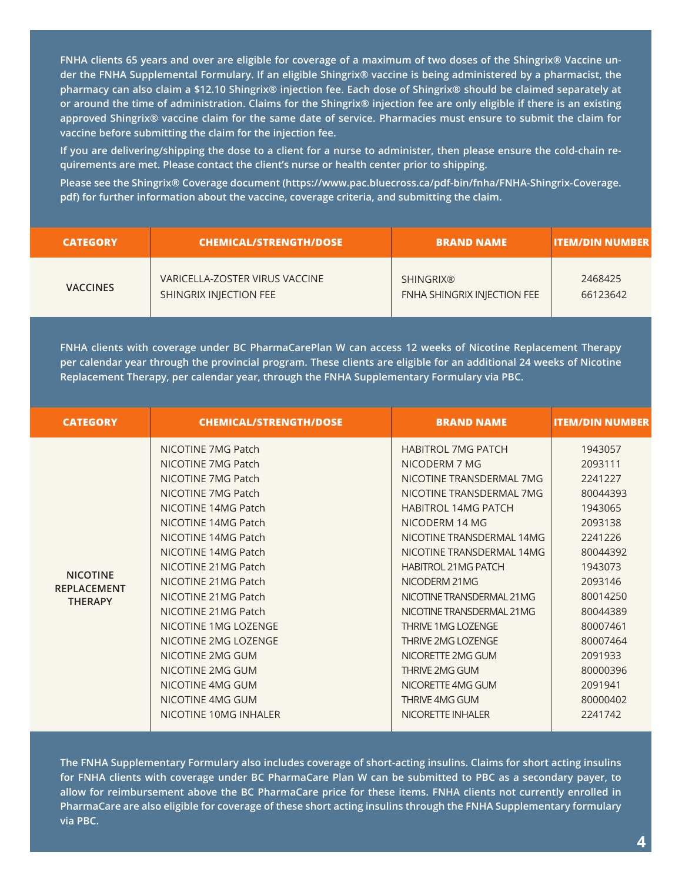**FNHA clients 65 years and over are eligible for coverage of a maximum of two doses of the Shingrix® Vaccine under the FNHA Supplemental Formulary. If an eligible Shingrix® vaccine is being administered by a pharmacist, the pharmacy can also claim a $12.10 Shingrix® injection fee. Each dose of Shingrix® should be claimed separately at or around the time of administration. Claims for the Shingrix® injection fee are only eligible if there is an existing approved Shingrix® vaccine claim for the same date of service. Pharmacies must ensure to submit the claim for vaccine before submitting the claim for the injection fee.**

**If you are delivering/shipping the dose to a client for a nurse to administer, then please ensure the cold-chain requirements are met. Please contact the client's nurse or health center prior to shipping.**

**Please see the Shingrix® Coverage document (https://www.pac.bluecross.ca/pdf-bin/fnha/FNHA-Shingrix-Coverage.pdf) for further information about the vaccine, coverage criteria, and submitting the claim.**

| CATEGORY | CHEMICAL/STRENGTH/DOSE | BRAND NAME | ITEM/DIN NUMBER |
|---|---|---|---|
| VACCINES | VARICELLA-ZOSTER VIRUS VACCINE | SHINGRIX® | 2468425 |
| | SHINGRIX INJECTION FEE | FNHA SHINGRIX INJECTION FEE | 66123642 |

**FNHA clients with coverage under BC PharmaCarePlan W can access 12 weeks of Nicotine Replacement Therapy per calendar year through the provincial program. These clients are eligible for an additional 24 weeks of Nicotine Replacement Therapy, per calendar year, through the FNHA Supplementary Formulary via PBC.**

| CATEGORY | CHEMICAL/STRENGTH/DOSE | BRAND NAME | ITEM/DIN NUMBER |
|---|---|---|---|
| NICOTINE REPLACEMENT THERAPY | NICOTINE 7MG Patch | HABITROL 7MG PATCH | 1943057 |
| | NICOTINE 7MG Patch | NICODERM 7 MG | 2093111 |
| | NICOTINE 7MG Patch | NICOTINE TRANSDERMAL 7MG | 2241227 |
| | NICOTINE 7MG Patch | NICOTINE TRANSDERMAL 7MG | 80044393 |
| | NICOTINE 14MG Patch | HABITROL 14MG PATCH | 1943065 |
| | NICOTINE 14MG Patch | NICODERM 14 MG | 2093138 |
| | NICOTINE 14MG Patch | NICOTINE TRANSDERMAL 14MG | 2241226 |
| | NICOTINE 14MG Patch | NICOTINE TRANSDERMAL 14MG | 80044392 |
| | NICOTINE 21MG Patch | HABITROL 21MG PATCH | 1943073 |
| | NICOTINE 21MG Patch | NICODERM 21MG | 2093146 |
| | NICOTINE 21MG Patch | NICOTINE TRANSDERMAL 21MG | 80014250 |
| | NICOTINE 21MG Patch | NICOTINE TRANSDERMAL 21MG | 80044389 |
| | NICOTINE 1MG LOZENGE | THRIVE 1MG LOZENGE | 80007461 |
| | NICOTINE 2MG LOZENGE | THRIVE 2MG LOZENGE | 80007464 |
| | NICOTINE 2MG GUM | NICORETTE 2MG GUM | 2091933 |
| | NICOTINE 2MG GUM | THRIVE 2MG GUM | 80000396 |
| | NICOTINE 4MG GUM | NICORETTE 4MG GUM | 2091941 |
| | NICOTINE 4MG GUM | THRIVE 4MG GUM | 80000402 |
| | NICOTINE 10MG INHALER | NICORETTE INHALER | 2241742 |

**The FNHA Supplementary Formulary also includes coverage of short-acting insulins. Claims for short acting insulins for FNHA clients with coverage under BC PharmaCare Plan W can be submitted to PBC as a secondary payer, to allow for reimbursement above the BC PharmaCare price for these items. FNHA clients not currently enrolled in PharmaCare are also eligible for coverage of these short acting insulins through the FNHA Supplementary formulary via PBC.**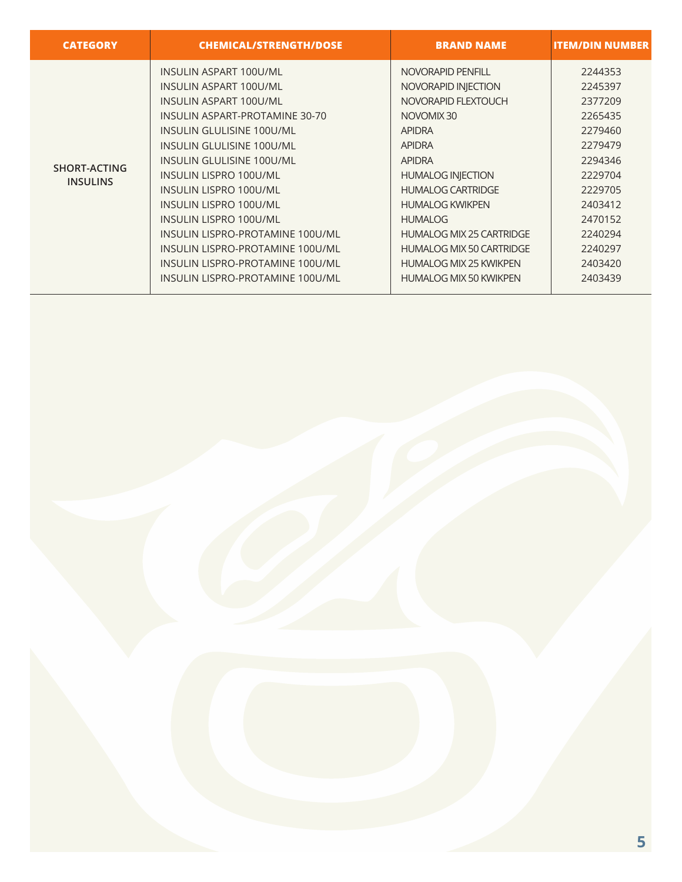| CATEGORY | CHEMICAL/STRENGTH/DOSE | BRAND NAME | ITEM/DIN NUMBER |
|---|---|---|---|
| SHORT-ACTING INSULINS | INSULIN ASPART 100U/ML | NOVORAPID PENFILL | 2244353 |
| | INSULIN ASPART 100U/ML | NOVORAPID INJECTION | 2245397 |
| | INSULIN ASPART 100U/ML | NOVORAPID FLEXTOUCH | 2377209 |
| | INSULIN ASPART-PROTAMINE 30-70 | NOVOMIX 30 | 2265435 |
| | INSULIN GLULISINE 100U/ML | APIDRA | 2279460 |
| | INSULIN GLULISINE 100U/ML | APIDRA | 2279479 |
| | INSULIN GLULISINE 100U/ML | APIDRA | 2294346 |
| | INSULIN LISPRO 100U/ML | HUMALOG INJECTION | 2229704 |
| | INSULIN LISPRO 100U/ML | HUMALOG CARTRIDGE | 2229705 |
| | INSULIN LISPRO 100U/ML | HUMALOG KWIKPEN | 2403412 |
| | INSULIN LISPRO 100U/ML | HUMALOG | 2470152 |
| | INSULIN LISPRO-PROTAMINE 100U/ML | HUMALOG MIX 25 CARTRIDGE | 2240294 |
| | INSULIN LISPRO-PROTAMINE 100U/ML | HUMALOG MIX 50 CARTRIDGE | 2240297 |
| | INSULIN LISPRO-PROTAMINE 100U/ML | HUMALOG MIX 25 KWIKPEN | 2403420 |
| | INSULIN LISPRO-PROTAMINE 100U/ML | HUMALOG MIX 50 KWIKPEN | 2403439 |